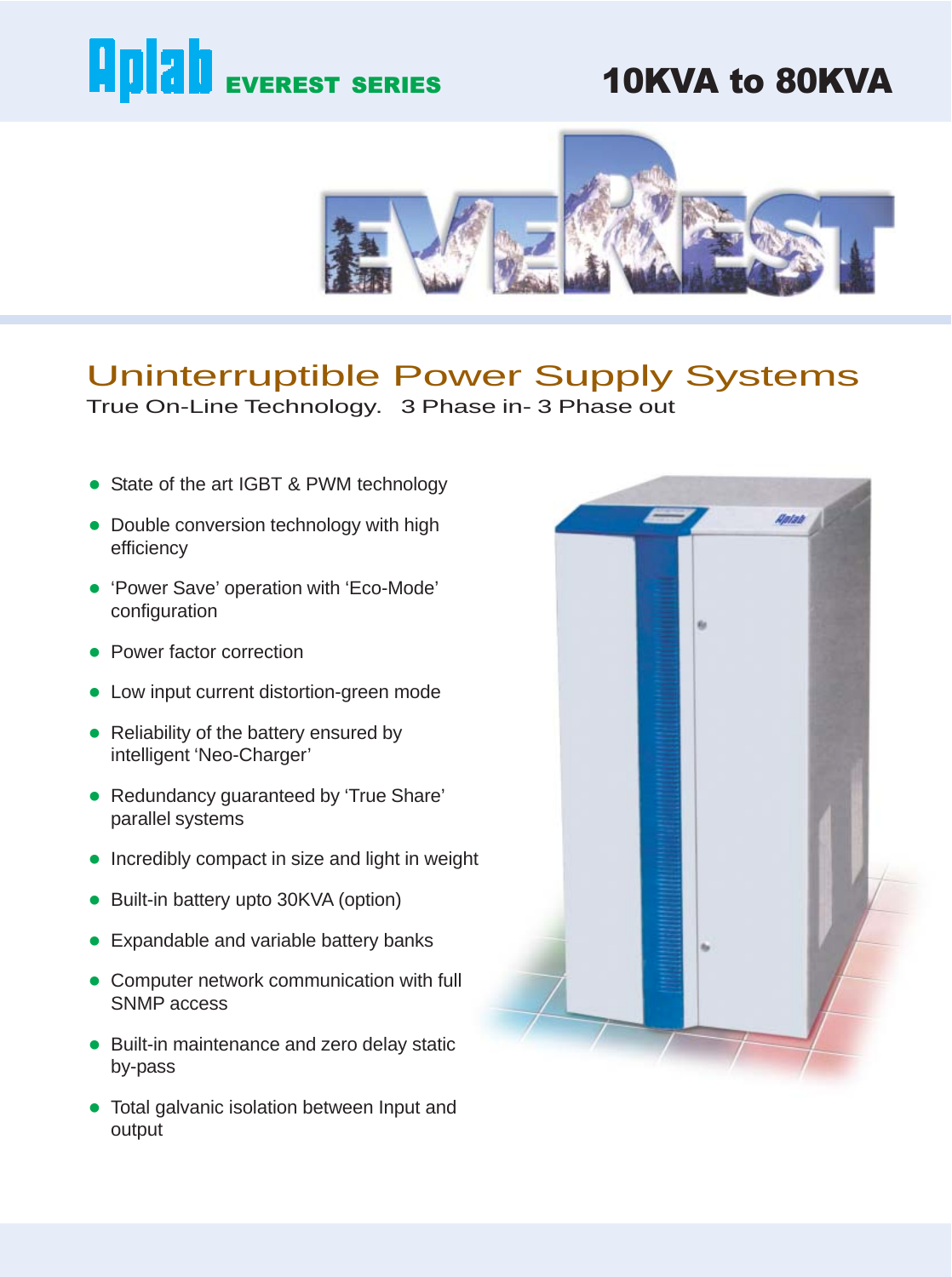# Aplab EVEREST SERIES

## 10KVA to 80KVA

EVEREST

## Uninterruptible Power Supply Systems

True On-Line Technology. 3 Phase in- 3 Phase out

- State of the art IGBT & PWM technology
- Double conversion technology with high efficiency
- 'Power Save' operation with 'Eco-Mode' configuration
- Power factor correction
- Low input current distortion-green mode
- Reliability of the battery ensured by intelligent 'Neo-Charger'
- Redundancy guaranteed by 'True Share' parallel systems
- Incredibly compact in size and light in weight
- Built-in battery upto 30KVA (option)
- Expandable and variable battery banks
- Computer network communication with full SNMP access
- Built-in maintenance and zero delay static by-pass
- Total galvanic isolation between Input and output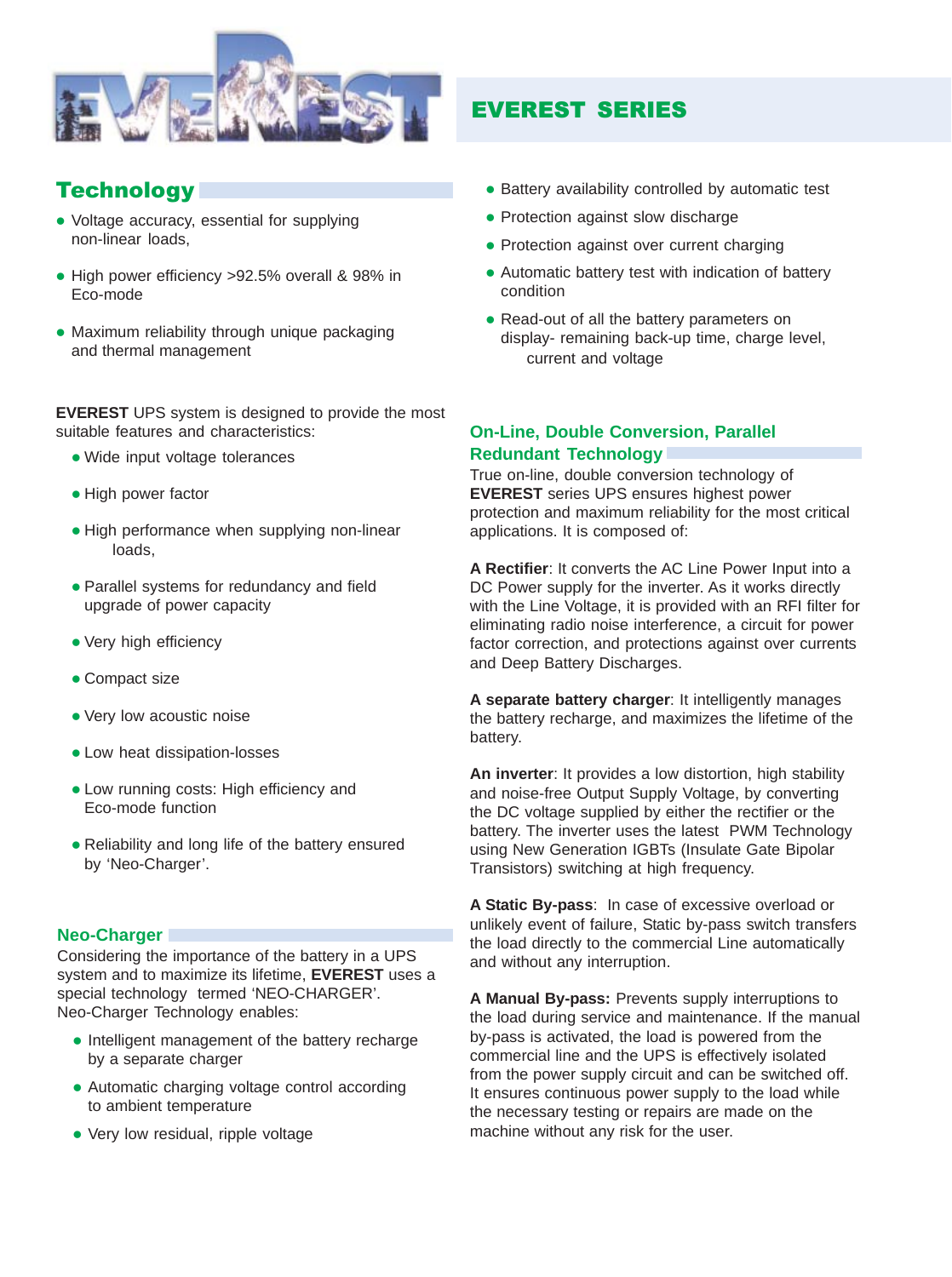# EVEREST SERIES

## Technology

- Voltage accuracy, essential for supplying non-linear loads,
- High power efficiency >92.5% overall & 98% in Eco-mode
- Maximum reliability through unique packaging and thermal management

**EVEREST** UPS system is designed to provide the most suitable features and characteristics:

- Wide input voltage tolerances
- High power factor
- High performance when supplying non-linear loads,
- Parallel systems for redundancy and field upgrade of power capacity
- Very high efficiency
- Compact size
- Very low acoustic noise
- Low heat dissipation-losses
- Low running costs: High efficiency and Eco-mode function
- Reliability and long life of the battery ensured by 'Neo-Charger'.

## Neo-Charger

Considering the importance of the battery in a UPS system and to maximize its lifetime, **EVEREST** uses a special technology termed 'NEO-CHARGER'. Neo-Charger Technology enables:

- Intelligent management of the battery recharge by a separate charger
- Automatic charging voltage control according to ambient temperature
- Very low residual, ripple voltage
- Battery availability controlled by automatic test
- Protection against slow discharge
- Protection against over current charging
- Automatic battery test with indication of battery condition
- Read-out of all the battery parameters on display- remaining back-up time, charge level, current and voltage

## On-Line, Double Conversion, Parallel Redundant Technology

True on-line, double conversion technology of **EVEREST** series UPS ensures highest power protection and maximum reliability for the most critical applications. It is composed of:

**A Rectifier**: It converts the AC Line Power Input into a DC Power supply for the inverter. As it works directly with the Line Voltage, it is provided with an RFI filter for eliminating radio noise interference, a circuit for power factor correction, and protections against over currents and Deep Battery Discharges.

**A separate battery charger**: It intelligently manages the battery recharge, and maximizes the lifetime of the battery.

**An inverter**: It provides a low distortion, high stability and noise-free Output Supply Voltage, by converting the DC voltage supplied by either the rectifier or the battery. The inverter uses the latest PWM Technology using New Generation IGBTs (Insulate Gate Bipolar Transistors) switching at high frequency.

**A Static By-pass**: In case of excessive overload or unlikely event of failure, Static by-pass switch transfers the load directly to the commercial Line automatically and without any interruption.

**A Manual By-pass:** Prevents supply interruptions to the load during service and maintenance. If the manual by-pass is activated, the load is powered from the commercial line and the UPS is effectively isolated from the power supply circuit and can be switched off. It ensures continuous power supply to the load while the necessary testing or repairs are made on the machine without any risk for the user.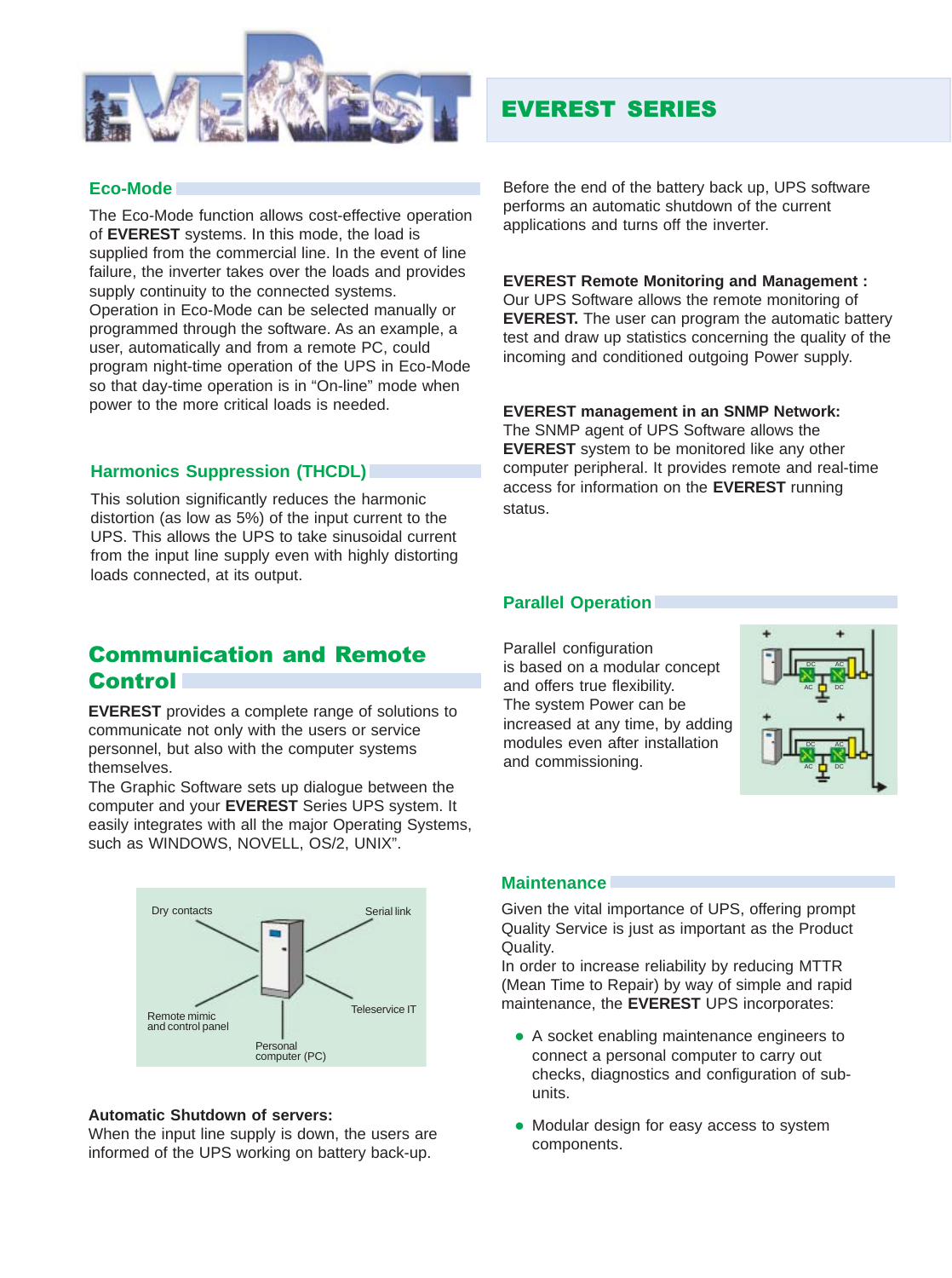# EVEREST SERIES

## Eco-Mode

The Eco-Mode function allows cost-effective operation of **EVEREST** systems. In this mode, the load is supplied from the commercial line. In the event of line failure, the inverter takes over the loads and provides supply continuity to the connected systems.
Operation in Eco-Mode can be selected manually or programmed through the software. As an example, a user, automatically and from a remote PC, could program night-time operation of the UPS in Eco-Mode so that day-time operation is in “On-line” mode when power to the more critical loads is needed.

## Harmonics Suppression (THCDL)

This solution significantly reduces the harmonic distortion (as low as 5%) of the input current to the UPS. This allows the UPS to take sinusoidal current from the input line supply even with highly distorting loads connected, at its output.

## Communication and Remote Control

**EVEREST** provides a complete range of solutions to communicate not only with the users or service personnel, but also with the computer systems themselves.
The Graphic Software sets up dialogue between the computer and your **EVEREST** Series UPS system. It easily integrates with all the major Operating Systems, such as WINDOWS, NOVELL, OS/2, UNIX”.

Dry contacts
Serial link
Remote mimic and control panel
Teleservice IT
Personal computer (PC)

**Automatic Shutdown of servers:**
When the input line supply is down, the users are informed of the UPS working on battery back-up.
Before the end of the battery back up, UPS software performs an automatic shutdown of the current applications and turns off the inverter.

**EVEREST Remote Monitoring and Management :**
Our UPS Software allows the remote monitoring of **EVEREST.** The user can program the automatic battery test and draw up statistics concerning the quality of the incoming and conditioned outgoing Power supply.

**EVEREST management in an SNMP Network:**
The SNMP agent of UPS Software allows the **EVEREST** system to be monitored like any other computer peripheral. It provides remote and real-time access for information on the **EVEREST** running status.

## Parallel Operation

Parallel configuration is based on a modular concept and offers true flexibility.
The system Power can be increased at any time, by adding modules even after installation and commissioning.

## Maintenance

Given the vital importance of UPS, offering prompt Quality Service is just as important as the Product Quality.
In order to increase reliability by reducing MTTR (Mean Time to Repair) by way of simple and rapid maintenance, the **EVEREST** UPS incorporates:

- A socket enabling maintenance engineers to connect a personal computer to carry out checks, diagnostics and configuration of sub-units.
- Modular design for easy access to system components.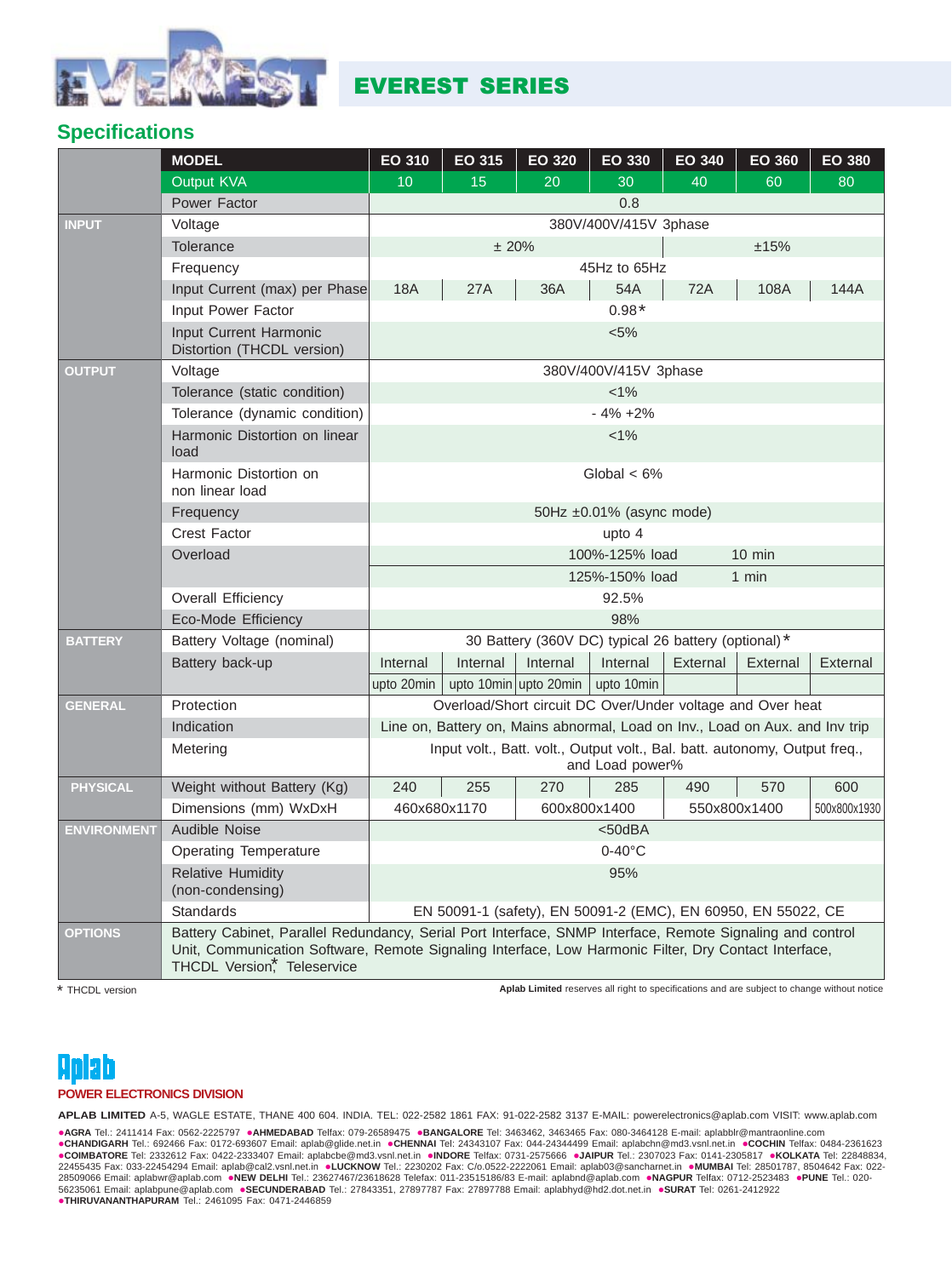# EVEREST SERIES

## Specifications

| | MODEL | EO 310 | EO 315 | EO 320 | EO 330 | EO 340 | EO 360 | EO 380 |
|---|---|---|---|---|---|---|---|---|
| | Output KVA | 10 | 15 | 20 | 30 | 40 | 60 | 80 |
| | Power Factor | 0.8 | | | | | | |
| INPUT | Voltage | 380V/400V/415V 3phase | | | | | | |
| | Tolerance | ± 20% | | | | ±15% | | |
| | Frequency | 45Hz to 65Hz | | | | | | |
| | Input Current (max) per Phase | 18A | 27A | 36A | 54A | 72A | 108A | 144A |
| | Input Power Factor | 0.98* | | | | | | |
| | Input Current Harmonic Distortion (THCDL version) | <5% | | | | | | |
| OUTPUT | Voltage | 380V/400V/415V 3phase | | | | | | |
| | Tolerance (static condition) | <1% | | | | | | |
| | Tolerance (dynamic condition) | - 4% +2% | | | | | | |
| | Harmonic Distortion on linear load | <1% | | | | | | |
| | Harmonic Distortion on non linear load | Global < 6% | | | | | | |
| | Frequency | 50Hz ±0.01% (async mode) | | | | | | |
| | Crest Factor | upto 4 | | | | | | |
| | Overload | 100%-125% load 10 min | | | | | | |
| | | 125%-150% load 1 min | | | | | | |
| | Overall Efficiency | 92.5% | | | | | | |
| | Eco-Mode Efficiency | 98% | | | | | | |
| BATTERY | Battery Voltage (nominal) | 30 Battery (360V DC) typical 26 battery (optional)* | | | | | | |
| | Battery back-up | Internal | Internal | Internal | Internal | External | External | External |
| | | upto 20min | upto 10min | upto 20min | upto 10min | | | |
| GENERAL | Protection | Overload/Short circuit DC Over/Under voltage and Over heat | | | | | | |
| | Indication | Line on, Battery on, Mains abnormal, Load on Inv., Load on Aux. and Inv trip | | | | | | |
| | Metering | Input volt., Batt. volt., Output volt., Bal. batt. autonomy, Output freq., and Load power% | | | | | | |
| PHYSICAL | Weight without Battery (Kg) | 240 | 255 | 270 | 285 | 490 | 570 | 600 |
| | Dimensions (mm) WxDxH | 460x680x1170 | | 600x800x1400 | | 550x800x1400 | | 500x800x1930 |
| ENVIRONMENT | Audible Noise | <50dBA | | | | | | |
| | Operating Temperature | 0-40°C | | | | | | |
| | Relative Humidity (non-condensing) | 95% | | | | | | |
| | Standards | EN 50091-1 (safety), EN 50091-2 (EMC), EN 60950, EN 55022, CE | | | | | | |
| OPTIONS | Battery Cabinet, Parallel Redundancy, Serial Port Interface, SNMP Interface, Remote Signaling and control Unit, Communication Software, Remote Signaling Interface, Low Harmonic Filter, Dry Contact Interface, THCDL Version*, Teleservice | | | | | | | |

* THCDL version

**Aplab Limited** reserves all right to specifications and are subject to change without notice

**Aplab**

POWER ELECTRONICS DIVISION

**APLAB LIMITED** A-5, WAGLE ESTATE, THANE 400 604. INDIA. TEL: 022-2582 1861 FAX: 91-022-2582 3137 E-MAIL: powerelectronics@aplab.com VISIT: www.aplab.com

●**AGRA** Tel.: 2411414 Fax: 0562-2225797 ●**AHMEDABAD** Telfax: 079-26589475 ●**BANGALORE** Tel: 3463462, 3463465 Fax: 080-3464128 E-mail: aplabblr@mantraonline.com ●**CHANDIGARH** Tel.: 692466 Fax: 0172-693607 Email: aplab@glide.net.in ●**CHENNAI** Tel: 24343107 Fax: 044-24344499 Email: aplabchn@md3.vsnl.net.in ●**COCHIN** Telfax: 0484-2361623 ●**COIMBATORE** Tel: 2332612 Fax: 0422-2333407 Email: aplabcbe@md3.vsnl.net.in ●**INDORE** Telfax: 0731-2575666 ●**JAIPUR** Tel.: 2307023 Fax: 0141-2305817 ●**KOLKATA** Tel: 22848834, 22455435 Fax: 033-22454294 Email: aplab@cal2.vsnl.net.in ●**LUCKNOW** Tel.: 2230202 Fax: C/o.0522-2222061 Email: aplab03@sancharnet.in ●**MUMBAI** Tel: 28501787, 8504642 Fax: 022-28509066 Email: aplabwr@aplab.com ●**NEW DELHI** Tel.: 23627467/23618628 Telefax: 011-23515186/83 E-mail: aplabnd@aplab.com ●**NAGPUR** Telfax: 0712-2523483 ●**PUNE** Tel.: 020-56235061 Email: aplabpune@aplab.com ●**SECUNDERABAD** Tel.: 27843351, 27897787 Fax: 27897788 Email: aplabhyd@hd2.dot.net.in ●**SURAT** Tel: 0261-2412922 ●**THIRUVANANTHAPURAM** Tel.: 2461095 Fax: 0471-2446859